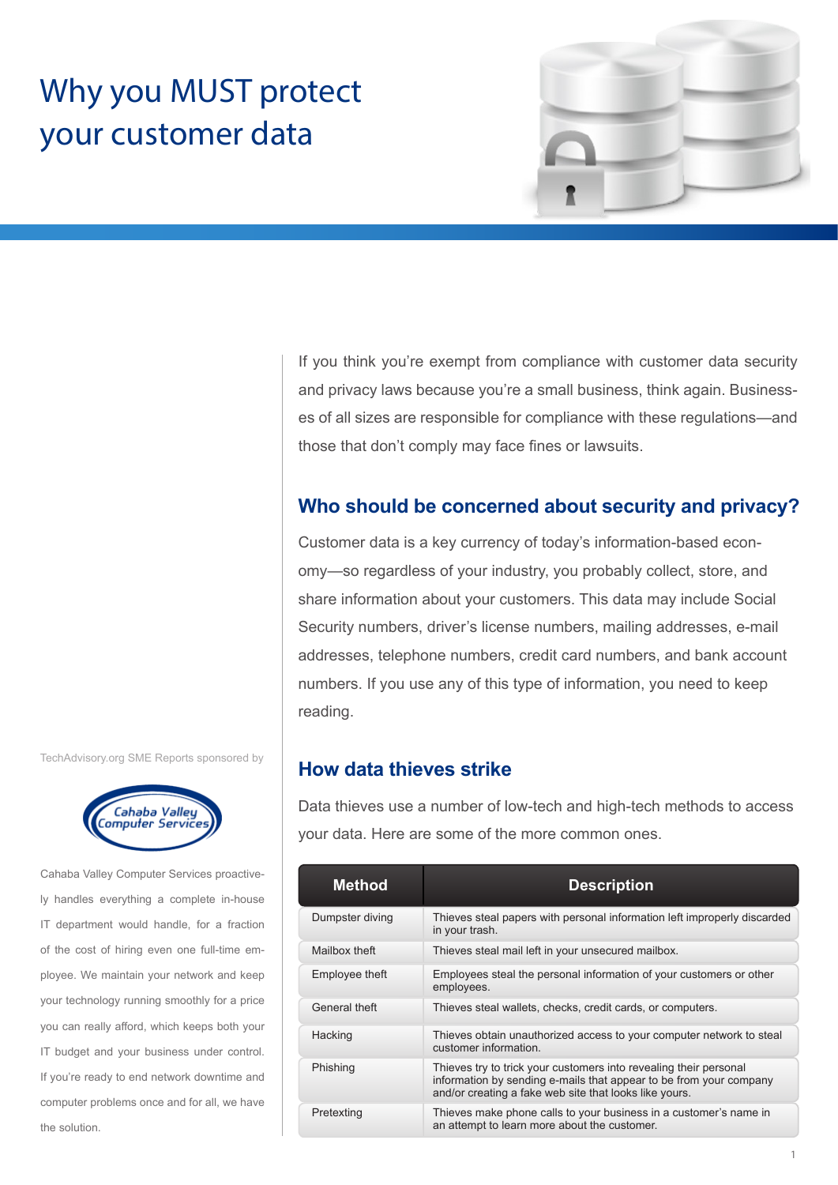# Why you MUST protect your customer data

If you think you're exempt from compliance with customer data security and privacy laws because you're a small business, think again. Businesses of all sizes are responsible for compliance with these regulations—and those that don't comply may face fines or lawsuits.

## Who should be concerned about security and privacy?

Customer data is a key currency of today's information-based economy—so regardless of your industry, you probably collect, store, and share information about your customers. This data may include Social Security numbers, driver's license numbers, mailing addresses, e-mail addresses, telephone numbers, credit card numbers, and bank account numbers. If you use any of this type of information, you need to keep reading.

## How data thieves strike

Data thieves use a number of low-tech and high-tech methods to access your data. Here are some of the more common ones.

| Method | Description |
| --- | --- |
| Dumpster diving | Thieves steal papers with personal information left improperly discarded in your trash. |
| Mailbox theft | Thieves steal mail left in your unsecured mailbox. |
| Employee theft | Employees steal the personal information of your customers or other employees. |
| General theft | Thieves steal wallets, checks, credit cards, or computers. |
| Hacking | Thieves obtain unauthorized access to your computer network to steal customer information. |
| Phishing | Thieves try to trick your customers into revealing their personal information by sending e-mails that appear to be from your company and/or creating a fake web site that looks like yours. |
| Pretexting | Thieves make phone calls to your business in a customer's name in an attempt to learn more about the customer. |

TechAdvisory.org SME Reports sponsored by

Cahaba Valley Computer Services

Cahaba Valley Computer Services proactively handles everything a complete in-house IT department would handle, for a fraction of the cost of hiring even one full-time employee. We maintain your network and keep your technology running smoothly for a price you can really afford, which keeps both your IT budget and your business under control. If you're ready to end network downtime and computer problems once and for all, we have the solution.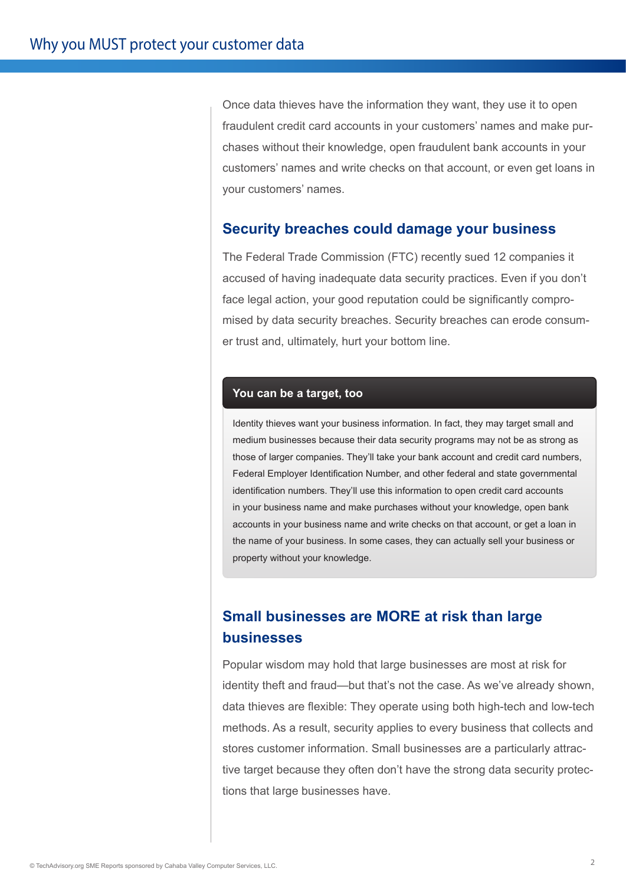Once data thieves have the information they want, they use it to open fraudulent credit card accounts in your customers' names and make purchases without their knowledge, open fraudulent bank accounts in your customers' names and write checks on that account, or even get loans in your customers' names.

## Security breaches could damage your business

The Federal Trade Commission (FTC) recently sued 12 companies it accused of having inadequate data security practices. Even if you don't face legal action, your good reputation could be significantly compromised by data security breaches. Security breaches can erode consumer trust and, ultimately, hurt your bottom line.

### You can be a target, too

Identity thieves want your business information. In fact, they may target small and medium businesses because their data security programs may not be as strong as those of larger companies. They'll take your bank account and credit card numbers, Federal Employer Identification Number, and other federal and state governmental identification numbers. They'll use this information to open credit card accounts in your business name and make purchases without your knowledge, open bank accounts in your business name and write checks on that account, or get a loan in the name of your business. In some cases, they can actually sell your business or property without your knowledge.

## Small businesses are MORE at risk than large businesses

Popular wisdom may hold that large businesses are most at risk for identity theft and fraud—but that's not the case. As we've already shown, data thieves are flexible: They operate using both high-tech and low-tech methods. As a result, security applies to every business that collects and stores customer information. Small businesses are a particularly attractive target because they often don't have the strong data security protections that large businesses have.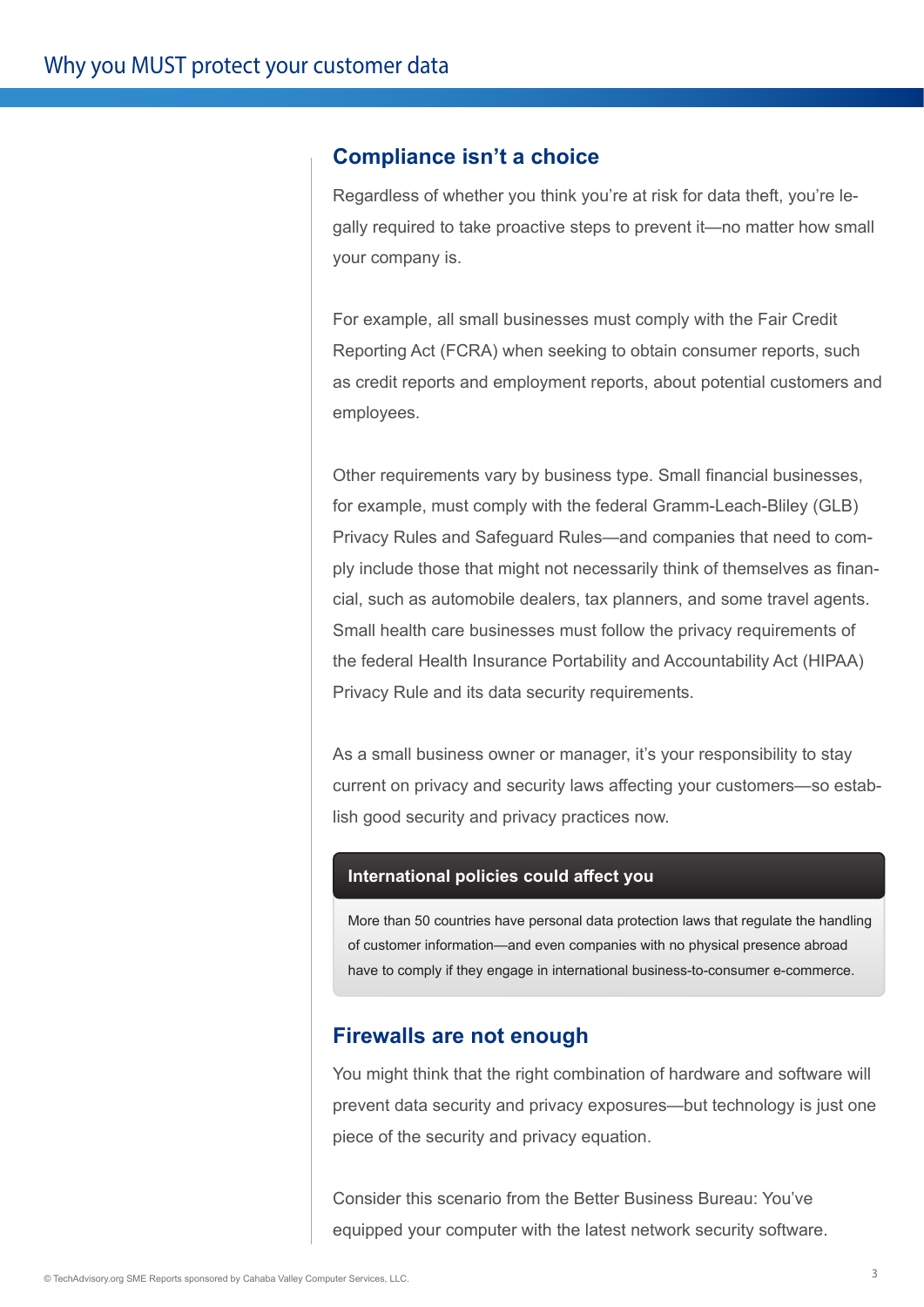## Compliance isn't a choice

Regardless of whether you think you're at risk for data theft, you're legally required to take proactive steps to prevent it—no matter how small your company is.

For example, all small businesses must comply with the Fair Credit Reporting Act (FCRA) when seeking to obtain consumer reports, such as credit reports and employment reports, about potential customers and employees.

Other requirements vary by business type. Small financial businesses, for example, must comply with the federal Gramm-Leach-Bliley (GLB) Privacy Rules and Safeguard Rules—and companies that need to comply include those that might not necessarily think of themselves as financial, such as automobile dealers, tax planners, and some travel agents. Small health care businesses must follow the privacy requirements of the federal Health Insurance Portability and Accountability Act (HIPAA) Privacy Rule and its data security requirements.

As a small business owner or manager, it's your responsibility to stay current on privacy and security laws affecting your customers—so establish good security and privacy practices now.

> **International policies could affect you**
>
> More than 50 countries have personal data protection laws that regulate the handling of customer information—and even companies with no physical presence abroad have to comply if they engage in international business-to-consumer e-commerce.

## Firewalls are not enough

You might think that the right combination of hardware and software will prevent data security and privacy exposures—but technology is just one piece of the security and privacy equation.

Consider this scenario from the Better Business Bureau: You've equipped your computer with the latest network security software.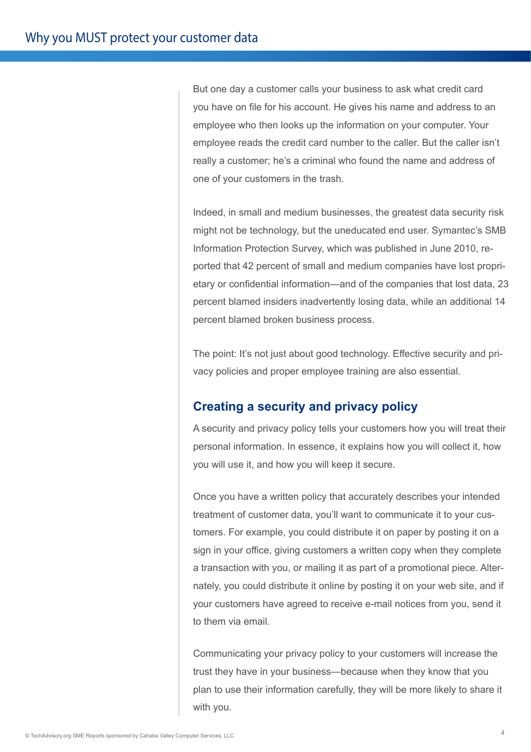But one day a customer calls your business to ask what credit card you have on file for his account. He gives his name and address to an employee who then looks up the information on your computer. Your employee reads the credit card number to the caller. But the caller isn't really a customer; he's a criminal who found the name and address of one of your customers in the trash.

Indeed, in small and medium businesses, the greatest data security risk might not be technology, but the uneducated end user. Symantec's SMB Information Protection Survey, which was published in June 2010, reported that 42 percent of small and medium companies have lost proprietary or confidential information—and of the companies that lost data, 23 percent blamed insiders inadvertently losing data, while an additional 14 percent blamed broken business process.

The point: It's not just about good technology. Effective security and privacy policies and proper employee training are also essential.

## Creating a security and privacy policy

A security and privacy policy tells your customers how you will treat their personal information. In essence, it explains how you will collect it, how you will use it, and how you will keep it secure.

Once you have a written policy that accurately describes your intended treatment of customer data, you'll want to communicate it to your customers. For example, you could distribute it on paper by posting it on a sign in your office, giving customers a written copy when they complete a transaction with you, or mailing it as part of a promotional piece. Alternately, you could distribute it online by posting it on your web site, and if your customers have agreed to receive e-mail notices from you, send it to them via email.

Communicating your privacy policy to your customers will increase the trust they have in your business—because when they know that you plan to use their information carefully, they will be more likely to share it with you.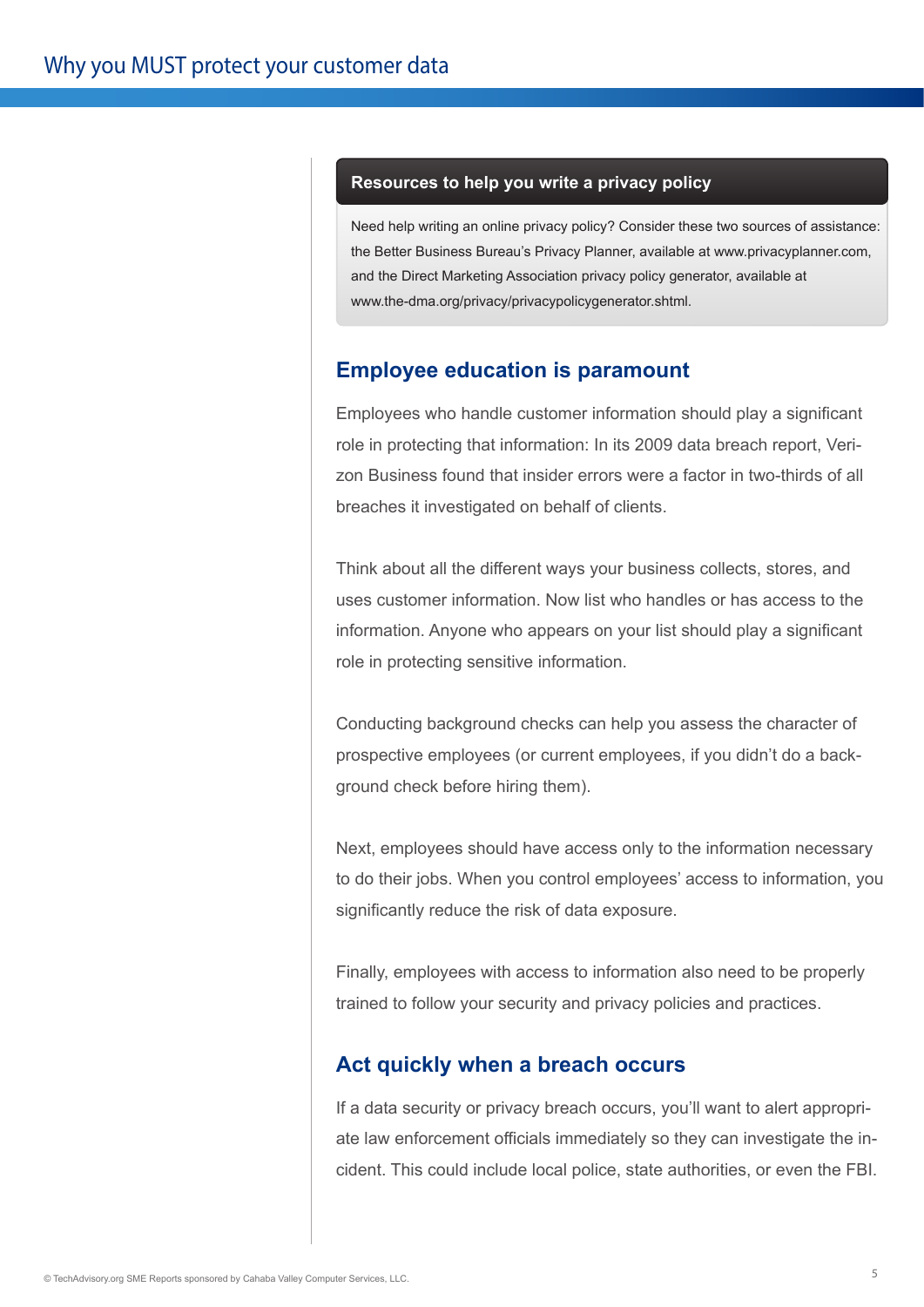### Resources to help you write a privacy policy

Need help writing an online privacy policy? Consider these two sources of assistance: the Better Business Bureau's Privacy Planner, available at www.privacyplanner.com, and the Direct Marketing Association privacy policy generator, available at www.the-dma.org/privacy/privacypolicygenerator.shtml.

## Employee education is paramount

Employees who handle customer information should play a significant role in protecting that information: In its 2009 data breach report, Verizon Business found that insider errors were a factor in two-thirds of all breaches it investigated on behalf of clients.

Think about all the different ways your business collects, stores, and uses customer information. Now list who handles or has access to the information. Anyone who appears on your list should play a significant role in protecting sensitive information.

Conducting background checks can help you assess the character of prospective employees (or current employees, if you didn't do a background check before hiring them).

Next, employees should have access only to the information necessary to do their jobs. When you control employees' access to information, you significantly reduce the risk of data exposure.

Finally, employees with access to information also need to be properly trained to follow your security and privacy policies and practices.

## Act quickly when a breach occurs

If a data security or privacy breach occurs, you'll want to alert appropriate law enforcement officials immediately so they can investigate the incident. This could include local police, state authorities, or even the FBI.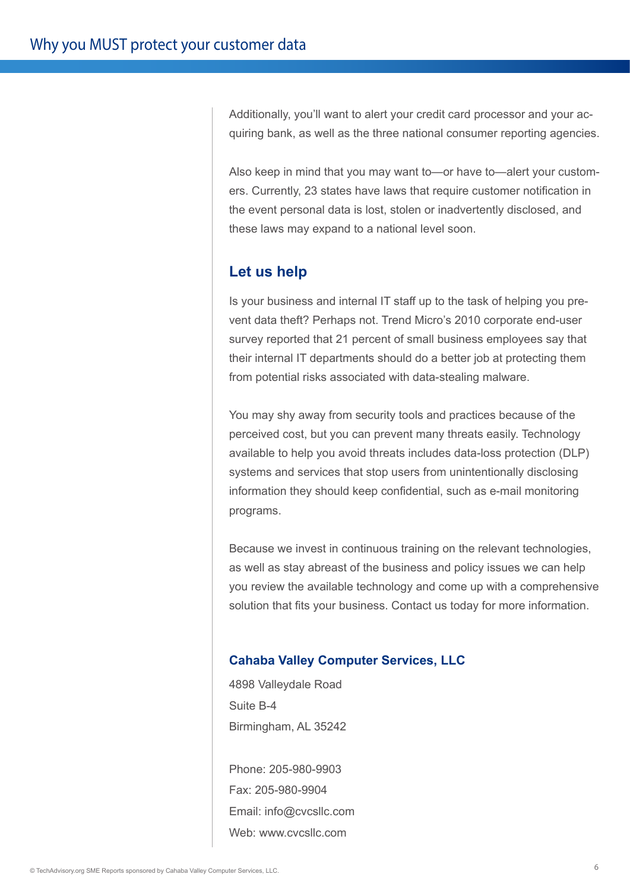Additionally, you'll want to alert your credit card processor and your acquiring bank, as well as the three national consumer reporting agencies.

Also keep in mind that you may want to—or have to—alert your customers. Currently, 23 states have laws that require customer notification in the event personal data is lost, stolen or inadvertently disclosed, and these laws may expand to a national level soon.

## Let us help

Is your business and internal IT staff up to the task of helping you prevent data theft? Perhaps not. Trend Micro's 2010 corporate end-user survey reported that 21 percent of small business employees say that their internal IT departments should do a better job at protecting them from potential risks associated with data-stealing malware.

You may shy away from security tools and practices because of the perceived cost, but you can prevent many threats easily. Technology available to help you avoid threats includes data-loss protection (DLP) systems and services that stop users from unintentionally disclosing information they should keep confidential, such as e-mail monitoring programs.

Because we invest in continuous training on the relevant technologies, as well as stay abreast of the business and policy issues we can help you review the available technology and come up with a comprehensive solution that fits your business. Contact us today for more information.

### Cahaba Valley Computer Services, LLC

4898 Valleydale Road
Suite B-4
Birmingham, AL 35242

Phone: 205-980-9903
Fax: 205-980-9904
Email: info@cvcsllc.com
Web: www.cvcsllc.com